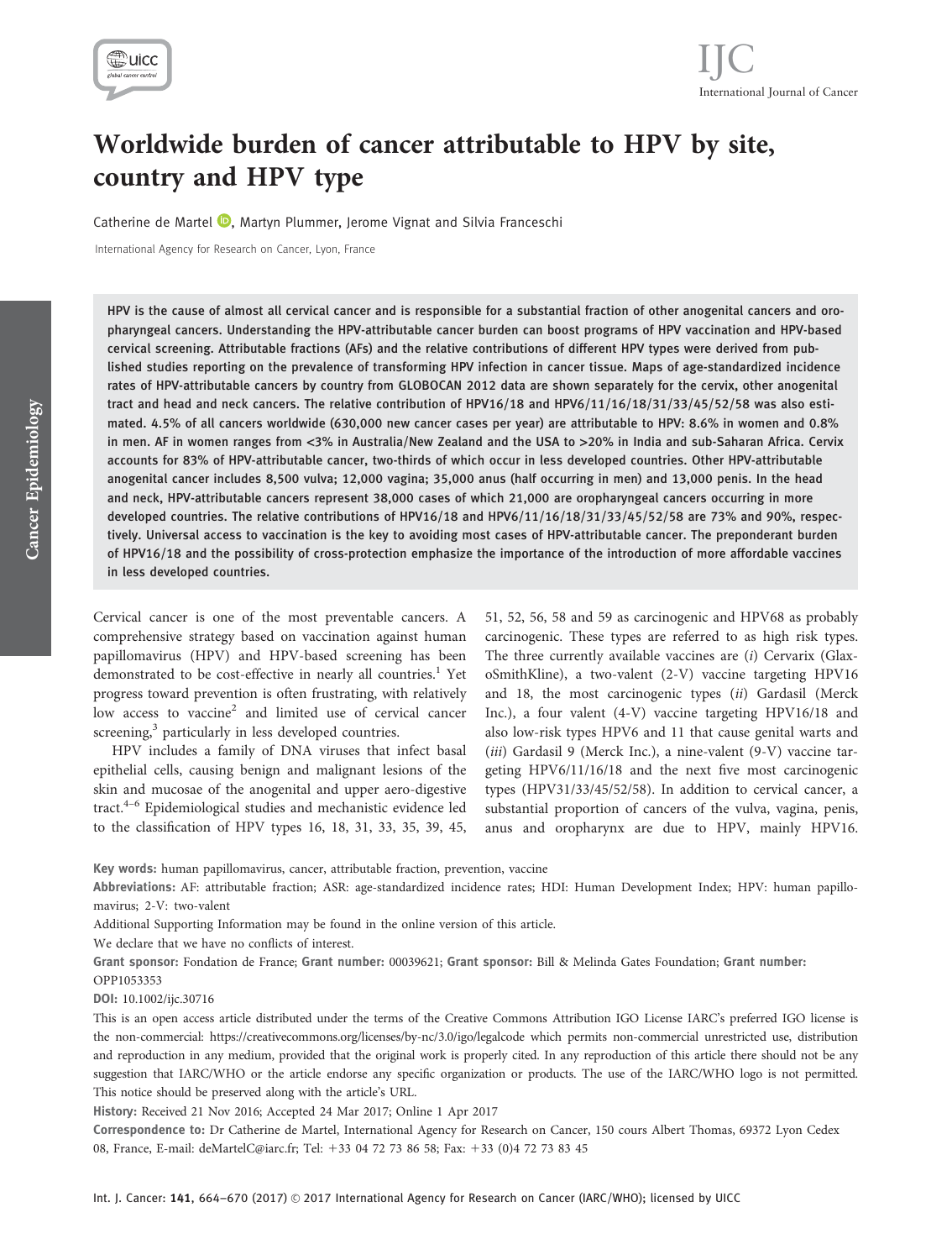# Worldwide burden of cancer attributable to HPV by site, country and HPV type

Catherine de Martel, Martyn Plummer, Jerome Vignat and Silvia Franceschi

International Agency for Research on Cancer, Lyon, France

**HPV is the cause of almost all cervical cancer and is responsible for a substantial fraction of other anogenital cancers and oropharyngeal cancers. Understanding the HPV-attributable cancer burden can boost programs of HPV vaccination and HPV-based cervical screening. Attributable fractions (AFs) and the relative contributions of different HPV types were derived from published studies reporting on the prevalence of transforming HPV infection in cancer tissue. Maps of age-standardized incidence rates of HPV-attributable cancers by country from GLOBOCAN 2012 data are shown separately for the cervix, other anogenital tract and head and neck cancers. The relative contribution of HPV16/18 and HPV6/11/16/18/31/33/45/52/58 was also estimated. 4.5% of all cancers worldwide (630,000 new cancer cases per year) are attributable to HPV: 8.6% in women and 0.8% in men. AF in women ranges from <3% in Australia/New Zealand and the USA to >20% in India and sub-Saharan Africa. Cervix accounts for 83% of HPV-attributable cancer, two-thirds of which occur in less developed countries. Other HPV-attributable anogenital cancer includes 8,500 vulva; 12,000 vagina; 35,000 anus (half occurring in men) and 13,000 penis. In the head and neck, HPV-attributable cancers represent 38,000 cases of which 21,000 are oropharyngeal cancers occurring in more developed countries. The relative contributions of HPV16/18 and HPV6/11/16/18/31/33/45/52/58 are 73% and 90%, respectively. Universal access to vaccination is the key to avoiding most cases of HPV-attributable cancer. The preponderant burden of HPV16/18 and the possibility of cross-protection emphasize the importance of the introduction of more affordable vaccines in less developed countries.**

Cervical cancer is one of the most preventable cancers. A comprehensive strategy based on vaccination against human papillomavirus (HPV) and HPV-based screening has been demonstrated to be cost-effective in nearly all countries.[1] Yet progress toward prevention is often frustrating, with relatively low access to vaccine[2] and limited use of cervical cancer screening,[3] particularly in less developed countries.

HPV includes a family of DNA viruses that infect basal epithelial cells, causing benign and malignant lesions of the skin and mucosae of the anogenital and upper aero-digestive tract.[4–6] Epidemiological studies and mechanistic evidence led to the classification of HPV types 16, 18, 31, 33, 35, 39, 45, 51, 52, 56, 58 and 59 as carcinogenic and HPV68 as probably carcinogenic. These types are referred to as high risk types. The three currently available vaccines are (*i*) Cervarix (GlaxoSmithKline), a two-valent (2-V) vaccine targeting HPV16 and 18, the most carcinogenic types (*ii*) Gardasil (Merck Inc.), a four valent (4-V) vaccine targeting HPV16/18 and also low-risk types HPV6 and 11 that cause genital warts and (*iii*) Gardasil 9 (Merck Inc.), a nine-valent (9-V) vaccine targeting HPV6/11/16/18 and the next five most carcinogenic types (HPV31/33/45/52/58). In addition to cervical cancer, a substantial proportion of cancers of the vulva, vagina, penis, anus and oropharynx are due to HPV, mainly HPV16.

**Key words:** human papillomavirus, cancer, attributable fraction, prevention, vaccine

**Abbreviations:** AF: attributable fraction; ASR: age-standardized incidence rates; HDI: Human Development Index; HPV: human papillomavirus; 2-V: two-valent

Additional Supporting Information may be found in the online version of this article.

We declare that we have no conflicts of interest.

**Grant sponsor:** Fondation de France; **Grant number:** 00039621; **Grant sponsor:** Bill & Melinda Gates Foundation; **Grant number:** OPP1053353

**DOI:** 10.1002/ijc.30716

This is an open access article distributed under the terms of the Creative Commons Attribution IGO License IARC's preferred IGO license is the non-commercial: https://creativecommons.org/licenses/by-nc/3.0/igo/legalcode which permits non-commercial unrestricted use, distribution and reproduction in any medium, provided that the original work is properly cited. In any reproduction of this article there should not be any suggestion that IARC/WHO or the article endorse any specific organization or products. The use of the IARC/WHO logo is not permitted. This notice should be preserved along with the article's URL.

**History:** Received 21 Nov 2016; Accepted 24 Mar 2017; Online 1 Apr 2017

**Correspondence to:** Dr Catherine de Martel, International Agency for Research on Cancer, 150 cours Albert Thomas, 69372 Lyon Cedex 08, France, E-mail: deMartelC@iarc.fr; Tel: +33 04 72 73 86 58; Fax: +33 (0)4 72 73 83 45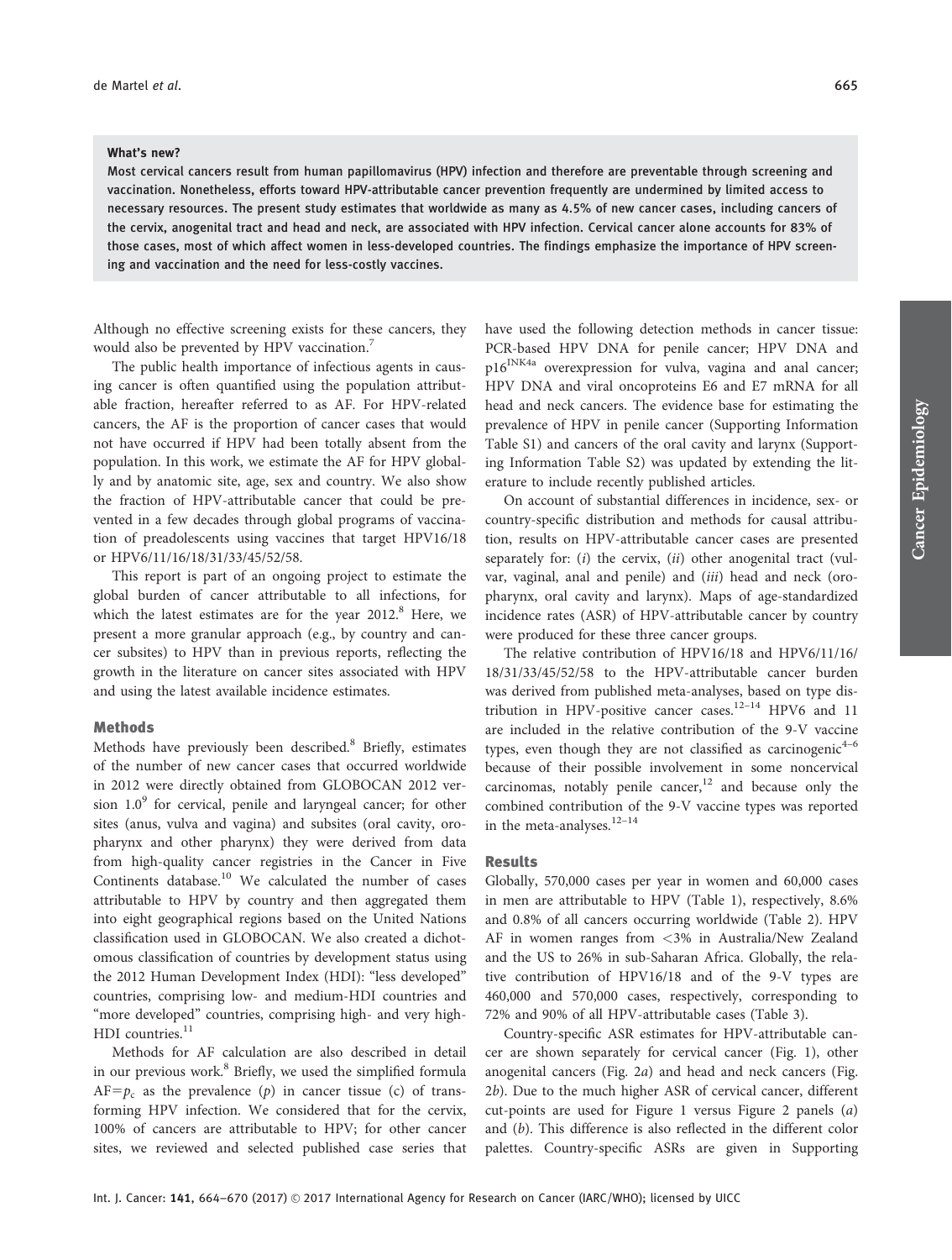**What's new?**

Most cervical cancers result from human papillomavirus (HPV) infection and therefore are preventable through screening and vaccination. Nonetheless, efforts toward HPV-attributable cancer prevention frequently are undermined by limited access to necessary resources. The present study estimates that worldwide as many as 4.5% of new cancer cases, including cancers of the cervix, anogenital tract and head and neck, are associated with HPV infection. Cervical cancer alone accounts for 83% of those cases, most of which affect women in less-developed countries. The findings emphasize the importance of HPV screening and vaccination and the need for less-costly vaccines.

Although no effective screening exists for these cancers, they would also be prevented by HPV vaccination.[7]

The public health importance of infectious agents in causing cancer is often quantified using the population attributable fraction, hereafter referred to as AF. For HPV-related cancers, the AF is the proportion of cancer cases that would not have occurred if HPV had been totally absent from the population. In this work, we estimate the AF for HPV globally and by anatomic site, age, sex and country. We also show the fraction of HPV-attributable cancer that could be prevented in a few decades through global programs of vaccination of preadolescents using vaccines that target HPV16/18 or HPV6/11/16/18/31/33/45/52/58.

This report is part of an ongoing project to estimate the global burden of cancer attributable to all infections, for which the latest estimates are for the year 2012.[8] Here, we present a more granular approach (e.g., by country and cancer subsites) to HPV than in previous reports, reflecting the growth in the literature on cancer sites associated with HPV and using the latest available incidence estimates.

## Methods

Methods have previously been described.[8] Briefly, estimates of the number of new cancer cases that occurred worldwide in 2012 were directly obtained from GLOBOCAN 2012 version 1.0[9] for cervical, penile and laryngeal cancer; for other sites (anus, vulva and vagina) and subsites (oral cavity, oropharynx and other pharynx) they were derived from data from high-quality cancer registries in the Cancer in Five Continents database.[10] We calculated the number of cases attributable to HPV by country and then aggregated them into eight geographical regions based on the United Nations classification used in GLOBOCAN. We also created a dichotomous classification of countries by development status using the 2012 Human Development Index (HDI): "less developed" countries, comprising low- and medium-HDI countries and "more developed" countries, comprising high- and very high-HDI countries.[11]

Methods for AF calculation are also described in detail in our previous work.[8] Briefly, we used the simplified formula $AF = p_c$ as the prevalence ($p$) in cancer tissue (c) of transforming HPV infection. We considered that for the cervix, 100% of cancers are attributable to HPV; for other cancer sites, we reviewed and selected published case series that have used the following detection methods in cancer tissue: PCR-based HPV DNA for penile cancer; HPV DNA and $p16^{INK4a}$ overexpression for vulva, vagina and anal cancer; HPV DNA and viral oncoproteins E6 and E7 mRNA for all head and neck cancers. The evidence base for estimating the prevalence of HPV in penile cancer (Supporting Information Table S1) and cancers of the oral cavity and larynx (Supporting Information Table S2) was updated by extending the literature to include recently published articles.

On account of substantial differences in incidence, sex- or country-specific distribution and methods for causal attribution, results on HPV-attributable cancer cases are presented separately for: (*i*) the cervix, (*ii*) other anogenital tract (vulvar, vaginal, anal and penile) and (*iii*) head and neck (oropharynx, oral cavity and larynx). Maps of age-standardized incidence rates (ASR) of HPV-attributable cancer by country were produced for these three cancer groups.

The relative contribution of HPV16/18 and HPV6/11/16/18/31/33/45/52/58 to the HPV-attributable cancer burden was derived from published meta-analyses, based on type distribution in HPV-positive cancer cases.[12–14] HPV6 and 11 are included in the relative contribution of the 9-V vaccine types, even though they are not classified as carcinogenic[4–6] because of their possible involvement in some noncervical carcinomas, notably penile cancer,[12] and because only the combined contribution of the 9-V vaccine types was reported in the meta-analyses.[12–14]

## Results

Globally, 570,000 cases per year in women and 60,000 cases in men are attributable to HPV (Table 1), respectively, 8.6% and 0.8% of all cancers occurring worldwide (Table 2). HPV AF in women ranges from <3% in Australia/New Zealand and the US to 26% in sub-Saharan Africa. Globally, the relative contribution of HPV16/18 and of the 9-V types are 460,000 and 570,000 cases, respectively, corresponding to 72% and 90% of all HPV-attributable cases (Table 3).

Country-specific ASR estimates for HPV-attributable cancer are shown separately for cervical cancer (Fig. 1), other anogenital cancers (Fig. 2*a*) and head and neck cancers (Fig. 2*b*). Due to the much higher ASR of cervical cancer, different cut-points are used for Figure 1 versus Figure 2 panels (*a*) and (*b*). This difference is also reflected in the different color palettes. Country-specific ASRs are given in Supporting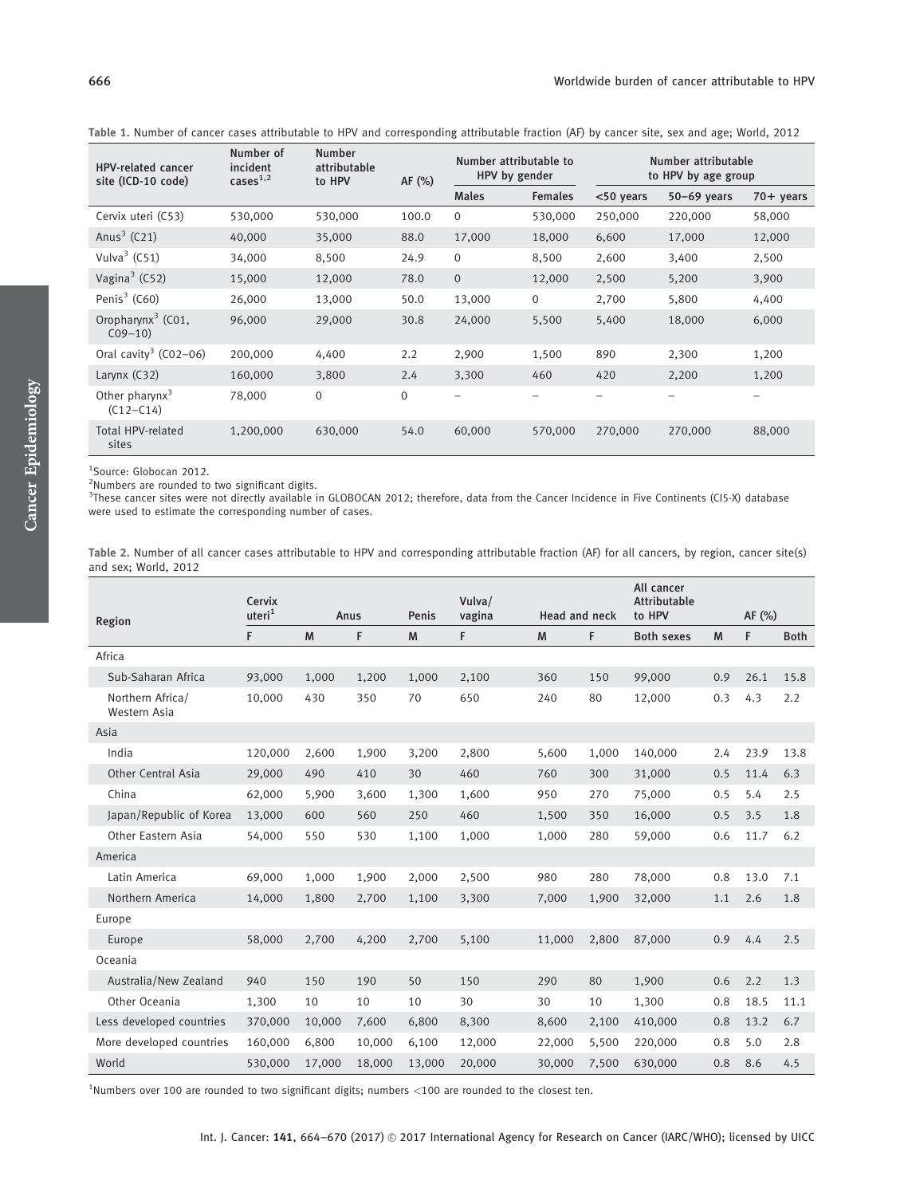Table 1. Number of cancer cases attributable to HPV and corresponding attributable fraction (AF) by cancer site, sex and age; World, 2012

| HPV-related cancer site (ICD-10 code) | Number of incident cases[1,2] | Number attributable to HPV | AF (%) | Number attributable to HPV by gender | | Number attributable to HPV by age group | | |
|---|---|---|---|---|---|---|---|---|
| | | | | Males | Females | <50 years | 50–69 years | 70+ years |
| Cervix uteri (C53) | 530,000 | 530,000 | 100.0 | 0 | 530,000 | 250,000 | 220,000 | 58,000 |
| Anus[3] (C21) | 40,000 | 35,000 | 88.0 | 17,000 | 18,000 | 6,600 | 17,000 | 12,000 |
| Vulva[3] (C51) | 34,000 | 8,500 | 24.9 | 0 | 8,500 | 2,600 | 3,400 | 2,500 |
| Vagina[3] (C52) | 15,000 | 12,000 | 78.0 | 0 | 12,000 | 2,500 | 5,200 | 3,900 |
| Penis[3] (C60) | 26,000 | 13,000 | 50.0 | 13,000 | 0 | 2,700 | 5,800 | 4,400 |
| Oropharynx[3] (C01, C09–10) | 96,000 | 29,000 | 30.8 | 24,000 | 5,500 | 5,400 | 18,000 | 6,000 |
| Oral cavity[3] (C02–06) | 200,000 | 4,400 | 2.2 | 2,900 | 1,500 | 890 | 2,300 | 1,200 |
| Larynx (C32) | 160,000 | 3,800 | 2.4 | 3,300 | 460 | 420 | 2,200 | 1,200 |
| Other pharynx[3] (C12–C14) | 78,000 | 0 | 0 | – | – | – | – | – |
| Total HPV-related sites | 1,200,000 | 630,000 | 54.0 | 60,000 | 570,000 | 270,000 | 270,000 | 88,000 |

[1]Source: Globocan 2012.
[2]Numbers are rounded to two significant digits.
[3]These cancer sites were not directly available in GLOBOCAN 2012; therefore, data from the Cancer Incidence in Five Continents (CI5-X) database were used to estimate the corresponding number of cases.

Table 2. Number of all cancer cases attributable to HPV and corresponding attributable fraction (AF) for all cancers, by region, cancer site(s) and sex; World, 2012

| Region | Cervix uteri[1] | Anus | | Penis | Vulva/ vagina | Head and neck | | All cancer Attributable to HPV | AF (%) | | |
|---|---|---|---|---|---|---|---|---|---|---|---|
| | F | M | F | M | F | M | F | Both sexes | M | F | Both |
| Africa | | | | | | | | | | | |
| Sub-Saharan Africa | 93,000 | 1,000 | 1,200 | 1,000 | 2,100 | 360 | 150 | 99,000 | 0.9 | 26.1 | 15.8 |
| Northern Africa/ Western Asia | 10,000 | 430 | 350 | 70 | 650 | 240 | 80 | 12,000 | 0.3 | 4.3 | 2.2 |
| Asia | | | | | | | | | | | |
| India | 120,000 | 2,600 | 1,900 | 3,200 | 2,800 | 5,600 | 1,000 | 140,000 | 2.4 | 23.9 | 13.8 |
| Other Central Asia | 29,000 | 490 | 410 | 30 | 460 | 760 | 300 | 31,000 | 0.5 | 11.4 | 6.3 |
| China | 62,000 | 5,900 | 3,600 | 1,300 | 1,600 | 950 | 270 | 75,000 | 0.5 | 5.4 | 2.5 |
| Japan/Republic of Korea | 13,000 | 600 | 560 | 250 | 460 | 1,500 | 350 | 16,000 | 0.5 | 3.5 | 1.8 |
| Other Eastern Asia | 54,000 | 550 | 530 | 1,100 | 1,000 | 1,000 | 280 | 59,000 | 0.6 | 11.7 | 6.2 |
| America | | | | | | | | | | | |
| Latin America | 69,000 | 1,000 | 1,900 | 2,000 | 2,500 | 980 | 280 | 78,000 | 0.8 | 13.0 | 7.1 |
| Northern America | 14,000 | 1,800 | 2,700 | 1,100 | 3,300 | 7,000 | 1,900 | 32,000 | 1.1 | 2.6 | 1.8 |
| Europe | | | | | | | | | | | |
| Europe | 58,000 | 2,700 | 4,200 | 2,700 | 5,100 | 11,000 | 2,800 | 87,000 | 0.9 | 4.4 | 2.5 |
| Oceania | | | | | | | | | | | |
| Australia/New Zealand | 940 | 150 | 190 | 50 | 150 | 290 | 80 | 1,900 | 0.6 | 2.2 | 1.3 |
| Other Oceania | 1,300 | 10 | 10 | 10 | 30 | 30 | 10 | 1,300 | 0.8 | 18.5 | 11.1 |
| Less developed countries | 370,000 | 10,000 | 7,600 | 6,800 | 8,300 | 8,600 | 2,100 | 410,000 | 0.8 | 13.2 | 6.7 |
| More developed countries | 160,000 | 6,800 | 10,000 | 6,100 | 12,000 | 22,000 | 5,500 | 220,000 | 0.8 | 5.0 | 2.8 |
| World | 530,000 | 17,000 | 18,000 | 13,000 | 20,000 | 30,000 | 7,500 | 630,000 | 0.8 | 8.6 | 4.5 |

[1]Numbers over 100 are rounded to two significant digits; numbers <100 are rounded to the closest ten.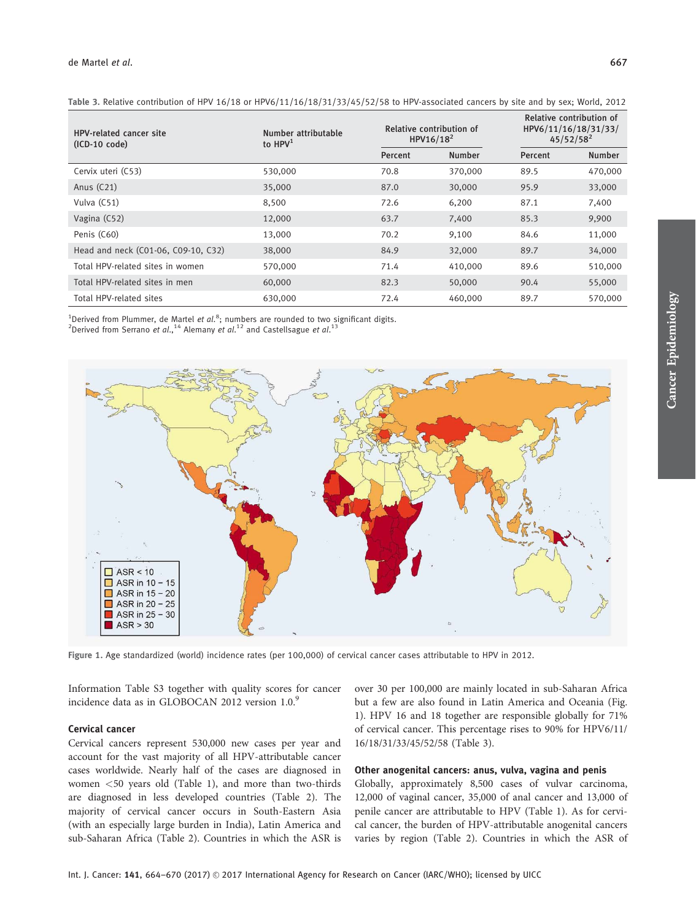Table 3. Relative contribution of HPV 16/18 or HPV6/11/16/18/31/33/45/52/58 to HPV-associated cancers by site and by sex; World, 2012

| HPV-related cancer site (ICD-10 code) | Number attributable to HPV[1] | Relative contribution of HPV16/18[2] | | Relative contribution of HPV6/11/16/18/31/33/45/52/58[2] | |
|---|---|---|---|---|---|
| | | Percent | Number | Percent | Number |
| Cervix uteri (C53) | 530,000 | 70.8 | 370,000 | 89.5 | 470,000 |
| Anus (C21) | 35,000 | 87.0 | 30,000 | 95.9 | 33,000 |
| Vulva (C51) | 8,500 | 72.6 | 6,200 | 87.1 | 7,400 |
| Vagina (C52) | 12,000 | 63.7 | 7,400 | 85.3 | 9,900 |
| Penis (C60) | 13,000 | 70.2 | 9,100 | 84.6 | 11,000 |
| Head and neck (C01-06, C09-10, C32) | 38,000 | 84.9 | 32,000 | 89.7 | 34,000 |
| Total HPV-related sites in women | 570,000 | 71.4 | 410,000 | 89.6 | 510,000 |
| Total HPV-related sites in men | 60,000 | 82.3 | 50,000 | 90.4 | 55,000 |
| Total HPV-related sites | 630,000 | 72.4 | 460,000 | 89.7 | 570,000 |

[1]Derived from Plummer, de Martel *et al.*[8]; numbers are rounded to two significant digits.
[2]Derived from Serrano *et al.*,[14] Alemany *et al.*[12] and Castellsague *et al.*[13]

Figure 1. Age standardized (world) incidence rates (per 100,000) of cervical cancer cases attributable to HPV in 2012.

Information Table S3 together with quality scores for cancer incidence data as in GLOBOCAN 2012 version 1.0.[9]

### Cervical cancer

Cervical cancers represent 530,000 new cases per year and account for the vast majority of all HPV-attributable cancer cases worldwide. Nearly half of the cases are diagnosed in women <50 years old (Table 1), and more than two-thirds are diagnosed in less developed countries (Table 2). The majority of cervical cancer occurs in South-Eastern Asia (with an especially large burden in India), Latin America and sub-Saharan Africa (Table 2). Countries in which the ASR is over 30 per 100,000 are mainly located in sub-Saharan Africa but a few are also found in Latin America and Oceania (Fig. 1). HPV 16 and 18 together are responsible globally for 71% of cervical cancer. This percentage rises to 90% for HPV6/11/16/18/31/33/45/52/58 (Table 3).

### Other anogenital cancers: anus, vulva, vagina and penis

Globally, approximately 8,500 cases of vulvar carcinoma, 12,000 of vaginal cancer, 35,000 of anal cancer and 13,000 of penile cancer are attributable to HPV (Table 1). As for cervical cancer, the burden of HPV-attributable anogenital cancers varies by region (Table 2). Countries in which the ASR of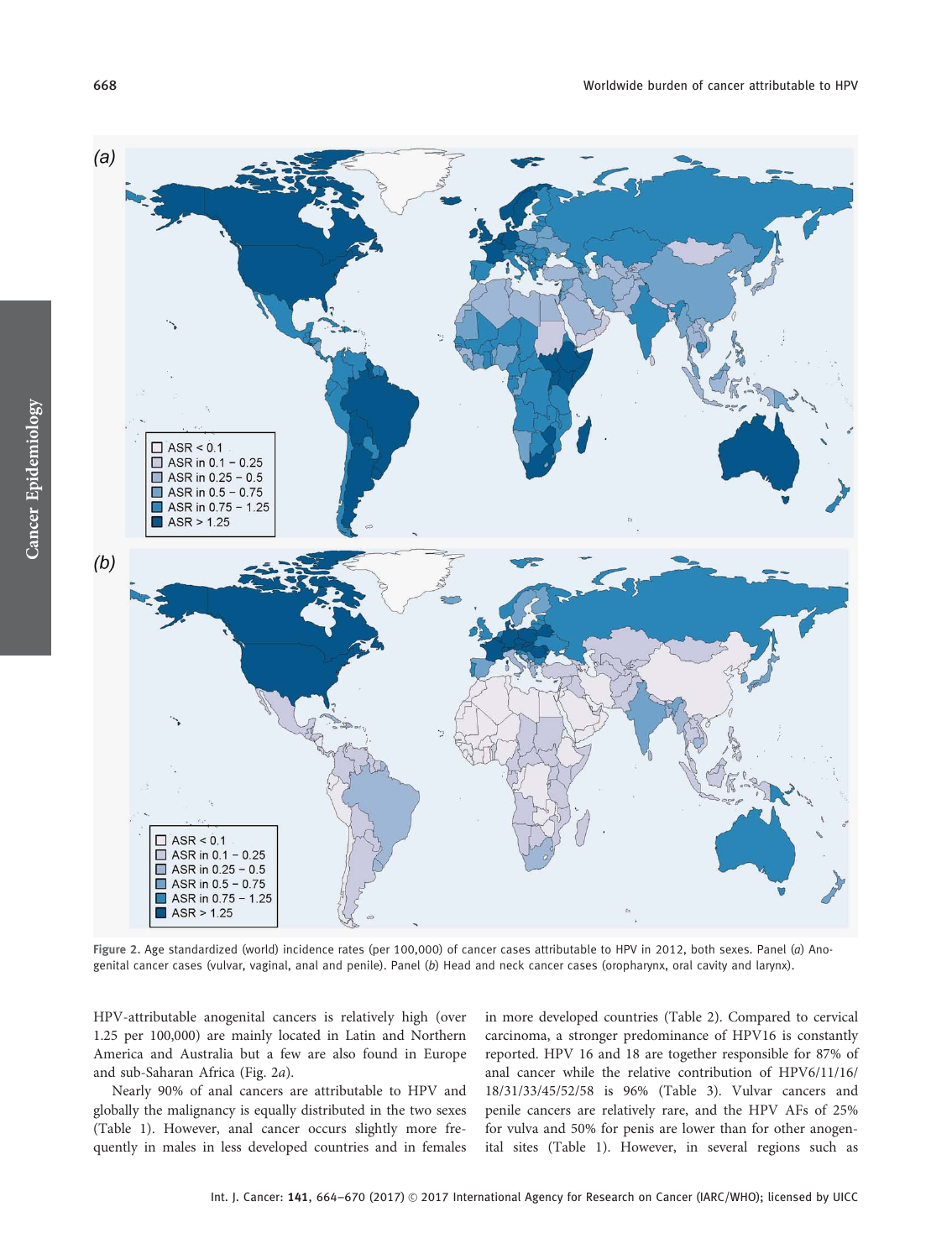Figure 2. Age standardized (world) incidence rates (per 100,000) of cancer cases attributable to HPV in 2012, both sexes. Panel (*a*) Anogenital cancer cases (vulvar, vaginal, anal and penile). Panel (*b*) Head and neck cancer cases (oropharynx, oral cavity and larynx).

HPV-attributable anogenital cancers is relatively high (over 1.25 per 100,000) are mainly located in Latin and Northern America and Australia but a few are also found in Europe and sub-Saharan Africa (Fig. 2*a*).

Nearly 90% of anal cancers are attributable to HPV and globally the malignancy is equally distributed in the two sexes (Table 1). However, anal cancer occurs slightly more frequently in males in less developed countries and in females in more developed countries (Table 2). Compared to cervical carcinoma, a stronger predominance of HPV16 is constantly reported. HPV 16 and 18 are together responsible for 87% of anal cancer while the relative contribution of HPV6/11/16/18/31/33/45/52/58 is 96% (Table 3). Vulvar cancers and penile cancers are relatively rare, and the HPV AFs of 25% for vulva and 50% for penis are lower than for other anogenital sites (Table 1). However, in several regions such as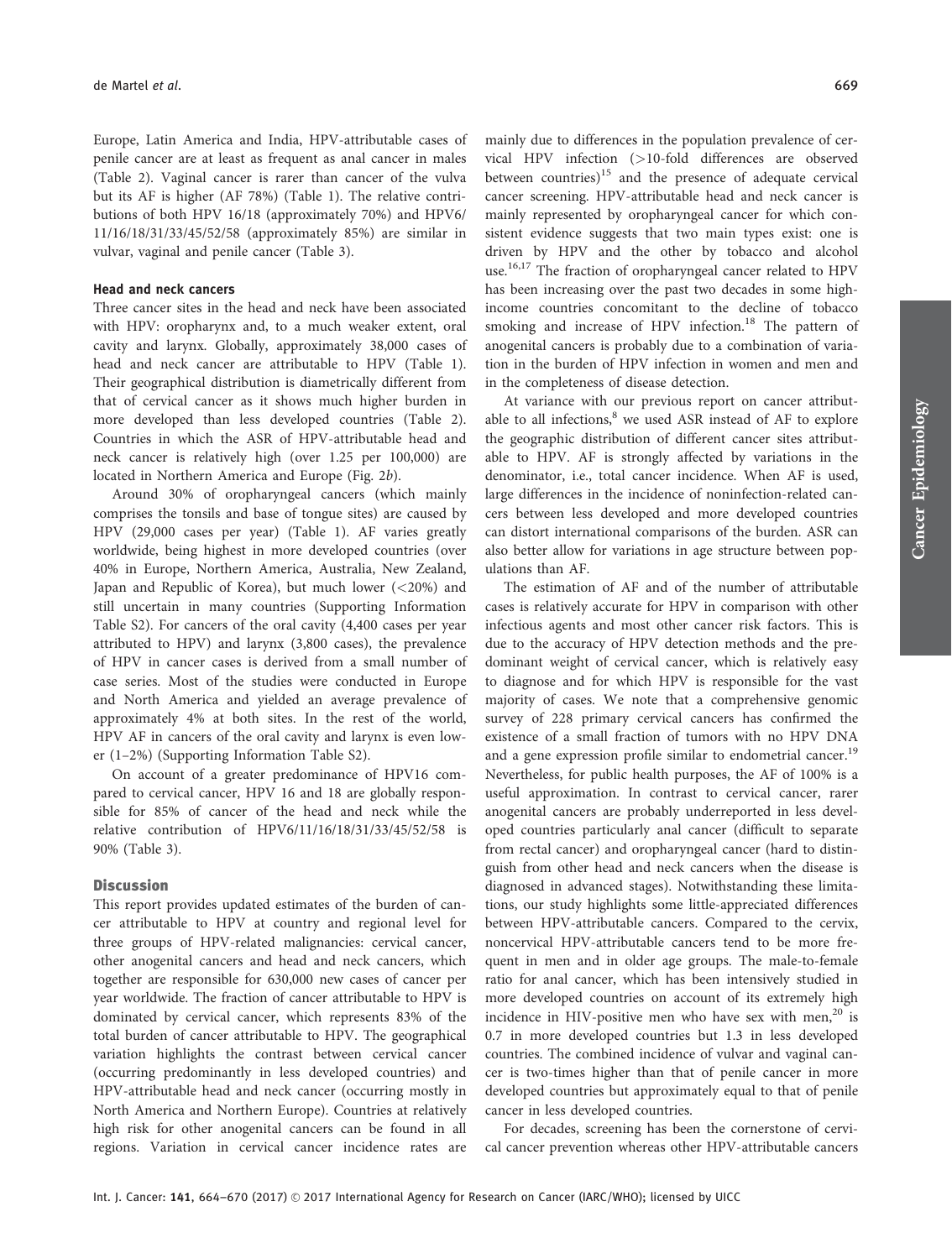Europe, Latin America and India, HPV-attributable cases of penile cancer are at least as frequent as anal cancer in males (Table 2). Vaginal cancer is rarer than cancer of the vulva but its AF is higher (AF 78%) (Table 1). The relative contributions of both HPV 16/18 (approximately 70%) and HPV6/11/16/18/31/33/45/52/58 (approximately 85%) are similar in vulvar, vaginal and penile cancer (Table 3).

### Head and neck cancers

Three cancer sites in the head and neck have been associated with HPV: oropharynx and, to a much weaker extent, oral cavity and larynx. Globally, approximately 38,000 cases of head and neck cancer are attributable to HPV (Table 1). Their geographical distribution is diametrically different from that of cervical cancer as it shows much higher burden in more developed than less developed countries (Table 2). Countries in which the ASR of HPV-attributable head and neck cancer is relatively high (over 1.25 per 100,000) are located in Northern America and Europe (Fig. 2*b*).

Around 30% of oropharyngeal cancers (which mainly comprises the tonsils and base of tongue sites) are caused by HPV (29,000 cases per year) (Table 1). AF varies greatly worldwide, being highest in more developed countries (over 40% in Europe, Northern America, Australia, New Zealand, Japan and Republic of Korea), but much lower (<20%) and still uncertain in many countries (Supporting Information Table S2). For cancers of the oral cavity (4,400 cases per year attributed to HPV) and larynx (3,800 cases), the prevalence of HPV in cancer cases is derived from a small number of case series. Most of the studies were conducted in Europe and North America and yielded an average prevalence of approximately 4% at both sites. In the rest of the world, HPV AF in cancers of the oral cavity and larynx is even lower (1–2%) (Supporting Information Table S2).

On account of a greater predominance of HPV16 compared to cervical cancer, HPV 16 and 18 are globally responsible for 85% of cancer of the head and neck while the relative contribution of HPV6/11/16/18/31/33/45/52/58 is 90% (Table 3).

## Discussion

This report provides updated estimates of the burden of cancer attributable to HPV at country and regional level for three groups of HPV-related malignancies: cervical cancer, other anogenital cancers and head and neck cancers, which together are responsible for 630,000 new cases of cancer per year worldwide. The fraction of cancer attributable to HPV is dominated by cervical cancer, which represents 83% of the total burden of cancer attributable to HPV. The geographical variation highlights the contrast between cervical cancer (occurring predominantly in less developed countries) and HPV-attributable head and neck cancer (occurring mostly in North America and Northern Europe). Countries at relatively high risk for other anogenital cancers can be found in all regions. Variation in cervical cancer incidence rates are mainly due to differences in the population prevalence of cervical HPV infection (>10-fold differences are observed between countries)[15] and the presence of adequate cervical cancer screening. HPV-attributable head and neck cancer is mainly represented by oropharyngeal cancer for which consistent evidence suggests that two main types exist: one is driven by HPV and the other by tobacco and alcohol use.[16,17] The fraction of oropharyngeal cancer related to HPV has been increasing over the past two decades in some high-income countries concomitant to the decline of tobacco smoking and increase of HPV infection.[18] The pattern of anogenital cancers is probably due to a combination of variation in the burden of HPV infection in women and men and in the completeness of disease detection.

At variance with our previous report on cancer attributable to all infections,[8] we used ASR instead of AF to explore the geographic distribution of different cancer sites attributable to HPV. AF is strongly affected by variations in the denominator, i.e., total cancer incidence. When AF is used, large differences in the incidence of noninfection-related cancers between less developed and more developed countries can distort international comparisons of the burden. ASR can also better allow for variations in age structure between populations than AF.

The estimation of AF and of the number of attributable cases is relatively accurate for HPV in comparison with other infectious agents and most other cancer risk factors. This is due to the accuracy of HPV detection methods and the predominant weight of cervical cancer, which is relatively easy to diagnose and for which HPV is responsible for the vast majority of cases. We note that a comprehensive genomic survey of 228 primary cervical cancers has confirmed the existence of a small fraction of tumors with no HPV DNA and a gene expression profile similar to endometrial cancer.[19] Nevertheless, for public health purposes, the AF of 100% is a useful approximation. In contrast to cervical cancer, rarer anogenital cancers are probably underreported in less developed countries particularly anal cancer (difficult to separate from rectal cancer) and oropharyngeal cancer (hard to distinguish from other head and neck cancers when the disease is diagnosed in advanced stages). Notwithstanding these limitations, our study highlights some little-appreciated differences between HPV-attributable cancers. Compared to the cervix, noncervical HPV-attributable cancers tend to be more frequent in men and in older age groups. The male-to-female ratio for anal cancer, which has been intensively studied in more developed countries on account of its extremely high incidence in HIV-positive men who have sex with men,[20] is 0.7 in more developed countries but 1.3 in less developed countries. The combined incidence of vulvar and vaginal cancer is two-times higher than that of penile cancer in more developed countries but approximately equal to that of penile cancer in less developed countries.

For decades, screening has been the cornerstone of cervical cancer prevention whereas other HPV-attributable cancers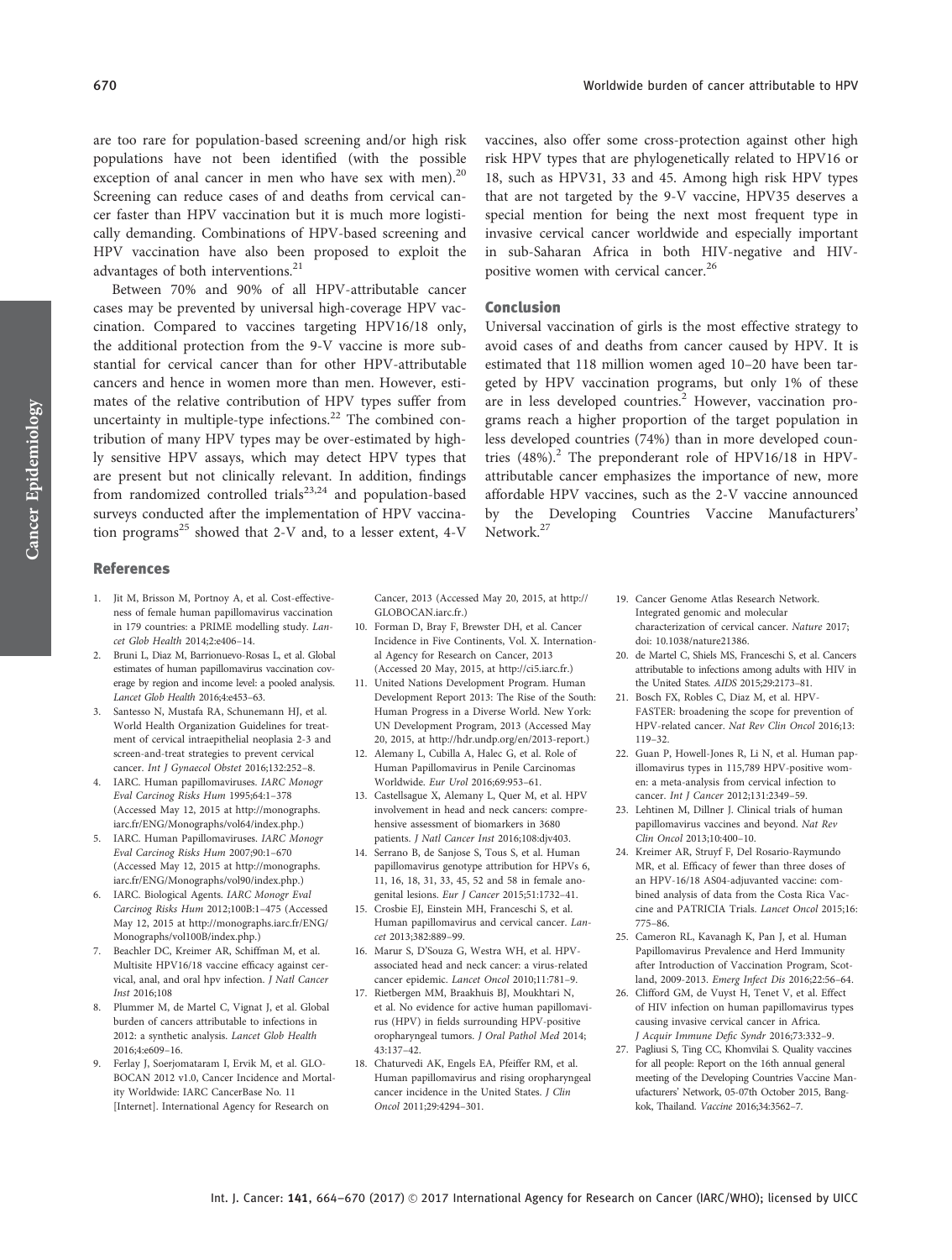are too rare for population-based screening and/or high risk populations have not been identified (with the possible exception of anal cancer in men who have sex with men).[20] Screening can reduce cases of and deaths from cervical cancer faster than HPV vaccination but it is much more logistically demanding. Combinations of HPV-based screening and HPV vaccination have also been proposed to exploit the advantages of both interventions.[21]

Between 70% and 90% of all HPV-attributable cancer cases may be prevented by universal high-coverage HPV vaccination. Compared to vaccines targeting HPV16/18 only, the additional protection from the 9-V vaccine is more substantial for cervical cancer than for other HPV-attributable cancers and hence in women more than men. However, estimates of the relative contribution of HPV types suffer from uncertainty in multiple-type infections.[22] The combined contribution of many HPV types may be over-estimated by highly sensitive HPV assays, which may detect HPV types that are present but not clinically relevant. In addition, findings from randomized controlled trials[23,24] and population-based surveys conducted after the implementation of HPV vaccination programs[25] showed that 2-V and, to a lesser extent, 4-V vaccines, also offer some cross-protection against other high risk HPV types that are phylogenetically related to HPV16 or 18, such as HPV31, 33 and 45. Among high risk HPV types that are not targeted by the 9-V vaccine, HPV35 deserves a special mention for being the next most frequent type in invasive cervical cancer worldwide and especially important in sub-Saharan Africa in both HIV-negative and HIV-positive women with cervical cancer.[26]

## Conclusion

Universal vaccination of girls is the most effective strategy to avoid cases of and deaths from cancer caused by HPV. It is estimated that 118 million women aged 10–20 have been targeted by HPV vaccination programs, but only 1% of these are in less developed countries.[2] However, vaccination programs reach a higher proportion of the target population in less developed countries (74%) than in more developed countries (48%).[2] The preponderant role of HPV16/18 in HPV-attributable cancer emphasizes the importance of new, more affordable HPV vaccines, such as the 2-V vaccine announced by the Developing Countries Vaccine Manufacturers' Network.[27]

## References

1. Jit M, Brisson M, Portnoy A, et al. Cost-effectiveness of female human papillomavirus vaccination in 179 countries: a PRIME modelling study. *Lancet Glob Health* 2014;2:e406–14.
2. Bruni L, Diaz M, Barrionuevo-Rosas L, et al. Global estimates of human papillomavirus vaccination coverage by region and income level: a pooled analysis. *Lancet Glob Health* 2016;4:e453–63.
3. Santesso N, Mustafa RA, Schunemann HJ, et al. World Health Organization Guidelines for treatment of cervical intraepithelial neoplasia 2-3 and screen-and-treat strategies to prevent cervical cancer. *Int J Gynaecol Obstet* 2016;132:252–8.
4. IARC. Human papillomaviruses. *IARC Monogr Eval Carcinog Risks Hum* 1995;64:1–378 (Accessed May 12, 2015 at http://monographs.iarc.fr/ENG/Monographs/vol64/index.php.)
5. IARC. Human Papillomaviruses. *IARC Monogr Eval Carcinog Risks Hum* 2007;90:1–670 (Accessed May 12, 2015 at http://monographs.iarc.fr/ENG/Monographs/vol90/index.php.)
6. IARC. Biological Agents. *IARC Monogr Eval Carcinog Risks Hum* 2012;100B:1–475 (Accessed May 12, 2015 at http://monographs.iarc.fr/ENG/Monographs/vol100B/index.php.)
7. Beachler DC, Kreimer AR, Schiffman M, et al. Multisite HPV16/18 vaccine efficacy against cervical, anal, and oral hpv infection. *J Natl Cancer Inst* 2016;108
8. Plummer M, de Martel C, Vignat J, et al. Global burden of cancers attributable to infections in 2012: a synthetic analysis. *Lancet Glob Health* 2016;4:e609–16.
9. Ferlay J, Soerjomataram I, Ervik M, et al. GLOBOCAN 2012 v1.0, Cancer Incidence and Mortality Worldwide: IARC CancerBase No. 11 [Internet]. International Agency for Research on Cancer, 2013 (Accessed May 20, 2015, at http://GLOBOCAN.iarc.fr.)
10. Forman D, Bray F, Brewster DH, et al. Cancer Incidence in Five Continents, Vol. X. International Agency for Research on Cancer, 2013 (Accessed 20 May, 2015, at http://ci5.iarc.fr.)
11. United Nations Development Program. Human Development Report 2013: The Rise of the South: Human Progress in a Diverse World. New York: UN Development Program, 2013 (Accessed May 20, 2015, at http://hdr.undp.org/en/2013-report.)
12. Alemany L, Cubilla A, Halec G, et al. Role of Human Papillomavirus in Penile Carcinomas Worldwide. *Eur Urol* 2016;69:953–61.
13. Castellsague X, Alemany L, Quer M, et al. HPV involvement in head and neck cancers: comprehensive assessment of biomarkers in 3680 patients. *J Natl Cancer Inst* 2016;108:djv403.
14. Serrano B, de Sanjose S, Tous S, et al. Human papillomavirus genotype attribution for HPVs 6, 11, 16, 18, 31, 33, 45, 52 and 58 in female anogenital lesions. *Eur J Cancer* 2015;51:1732–41.
15. Crosbie EJ, Einstein MH, Franceschi S, et al. Human papillomavirus and cervical cancer. *Lancet* 2013;382:889–99.
16. Marur S, D'Souza G, Westra WH, et al. HPV-associated head and neck cancer: a virus-related cancer epidemic. *Lancet Oncol* 2010;11:781–9.
17. Rietbergen MM, Braakhuis BJ, Moukhtari N, et al. No evidence for active human papillomavirus (HPV) in fields surrounding HPV-positive oropharyngeal tumors. *J Oral Pathol Med* 2014; 43:137–42.
18. Chaturvedi AK, Engels EA, Pfeiffer RM, et al. Human papillomavirus and rising oropharyngeal cancer incidence in the United States. *J Clin Oncol* 2011;29:4294–301.
19. Cancer Genome Atlas Research Network. Integrated genomic and molecular characterization of cervical cancer. *Nature* 2017; doi: 10.1038/nature21386.
20. de Martel C, Shiels MS, Franceschi S, et al. Cancers attributable to infections among adults with HIV in the United States. *AIDS* 2015;29:2173–81.
21. Bosch FX, Robles C, Diaz M, et al. HPV-FASTER: broadening the scope for prevention of HPV-related cancer. *Nat Rev Clin Oncol* 2016;13: 119–32.
22. Guan P, Howell-Jones R, Li N, et al. Human papillomavirus types in 115,789 HPV-positive women: a meta-analysis from cervical infection to cancer. *Int J Cancer* 2012;131:2349–59.
23. Lehtinen M, Dillner J. Clinical trials of human papillomavirus vaccines and beyond. *Nat Rev Clin Oncol* 2013;10:400–10.
24. Kreimer AR, Struyf F, Del Rosario-Raymundo MR, et al. Efficacy of fewer than three doses of an HPV-16/18 AS04-adjuvanted vaccine: combined analysis of data from the Costa Rica Vaccine and PATRICIA Trials. *Lancet Oncol* 2015;16: 775–86.
25. Cameron RL, Kavanagh K, Pan J, et al. Human Papillomavirus Prevalence and Herd Immunity after Introduction of Vaccination Program, Scotland, 2009-2013. *Emerg Infect Dis* 2016;22:56–64.
26. Clifford GM, de Vuyst H, Tenet V, et al. Effect of HIV infection on human papillomavirus types causing invasive cervical cancer in Africa. *J Acquir Immune Defic Syndr* 2016;73:332–9.
27. Pagliusi S, Ting CC, Khomvilai S. Quality vaccines for all people: Report on the 16th annual general meeting of the Developing Countries Vaccine Manufacturers' Network, 05-07th October 2015, Bangkok, Thailand. *Vaccine* 2016;34:3562–7.